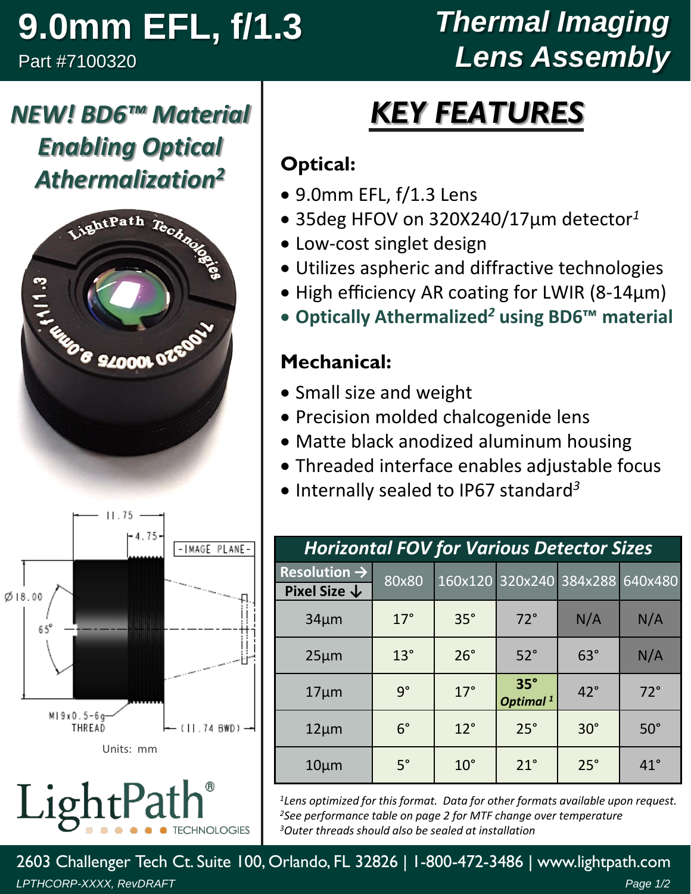# 9.0mm EFL, f/1.3

Part #7100320

# Thermal Imaging Lens Assembly

**NEW! BD6™ Material Enabling Optical Athermalization[2]**

11.75

4.75

-IMAGE PLANE-

Ø18.00

65°

M19x0.5-6g THREAD

(11.74 BWD)

Units: mm

LightPath® TECHNOLOGIES

## KEY FEATURES

### Optical:

- 9.0mm EFL, f/1.3 Lens
- 35deg HFOV on 320X240/17µm detector[1]
- Low-cost singlet design
- Utilizes aspheric and diffractive technologies
- High efficiency AR coating for LWIR (8-14µm)
- **Optically Athermalized[2] using BD6™ material**

### Mechanical:

- Small size and weight
- Precision molded chalcogenide lens
- Matte black anodized aluminum housing
- Threaded interface enables adjustable focus
- Internally sealed to IP67 standard[3]

***Horizontal FOV for Various Detector Sizes***

| Resolution → / Pixel Size ↓ | 80x80 | 160x120 | 320x240 | 384x288 | 640x480 |
|---|---|---|---|---|---|
| 34µm | 17° | 35° | 72° | N/A | N/A |
| 25µm | 13° | 26° | 52° | 63° | N/A |
| 17µm | 9° | 17° | **35°** *Optimal [1]* | 42° | 72° |
| 12µm | 6° | 12° | 25° | 30° | 50° |
| 10µm | 5° | 10° | 21° | 25° | 41° |

*[1]Lens optimized for this format. Data for other formats available upon request.*
*[2]See performance table on page 2 for MTF change over temperature*
*[3]Outer threads should also be sealed at installation*

2603 Challenger Tech Ct. Suite 100, Orlando, FL 32826 | 1-800-472-3486 | www.lightpath.com

LPTHCORP-XXXX, RevDRAFT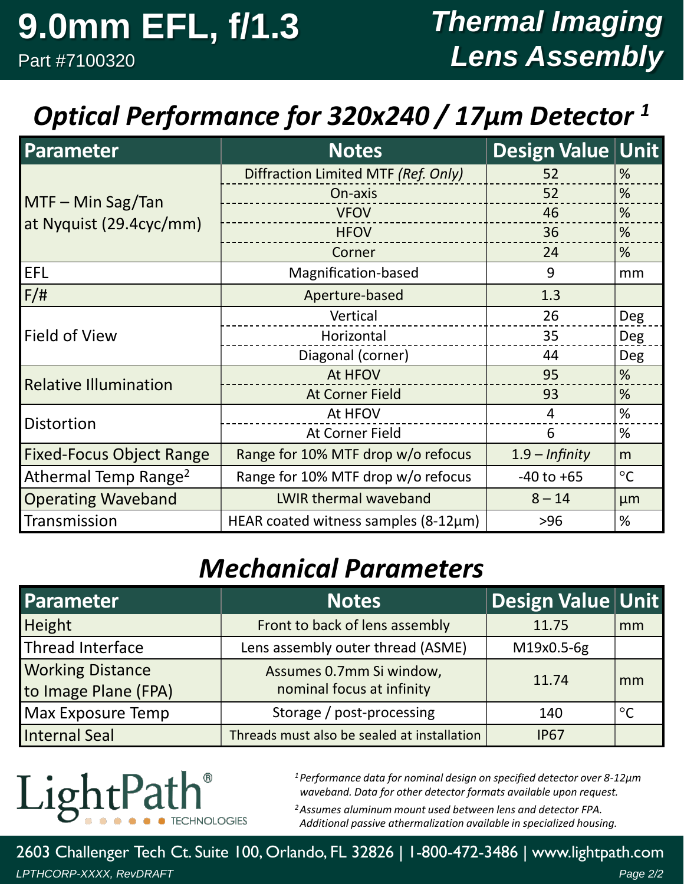# 9.0mm EFL, f/1.3

Part #7100320

# Thermal Imaging Lens Assembly

## *Optical Performance for 320x240 / 17µm Detector [1]*

| Parameter | Notes | Design Value | Unit |
|---|---|---|---|
| MTF – Min Sag/Tan at Nyquist (29.4cyc/mm) | Diffraction Limited MTF *(Ref. Only)* | 52 | % |
| | On-axis | 52 | % |
| | VFOV | 46 | % |
| | HFOV | 36 | % |
| | Corner | 24 | % |
| EFL | Magnification-based | 9 | mm |
| F/# | Aperture-based | 1.3 | |
| Field of View | Vertical | 26 | Deg |
| | Horizontal | 35 | Deg |
| | Diagonal (corner) | 44 | Deg |
| Relative Illumination | At HFOV | 95 | % |
| | At Corner Field | 93 | % |
| Distortion | At HFOV | 4 | % |
| | At Corner Field | 6 | % |
| Fixed-Focus Object Range | Range for 10% MTF drop w/o refocus | 1.9 – *Infinity* | m |
| Athermal Temp Range[2] | Range for 10% MTF drop w/o refocus | -40 to +65 | °C |
| Operating Waveband | LWIR thermal waveband | 8 – 14 | µm |
| Transmission | HEAR coated witness samples (8-12µm) | >96 | % |

## *Mechanical Parameters*

| Parameter | Notes | Design Value | Unit |
|---|---|---|---|
| Height | Front to back of lens assembly | 11.75 | mm |
| Thread Interface | Lens assembly outer thread (ASME) | M19x0.5-6g | |
| Working Distance to Image Plane (FPA) | Assumes 0.7mm Si window, nominal focus at infinity | 11.74 | mm |
| Max Exposure Temp | Storage / post-processing | 140 | °C |
| Internal Seal | Threads must also be sealed at installation | IP67 | |

LightPath® TECHNOLOGIES

*[1] Performance data for nominal design on specified detector over 8-12µm waveband. Data for other detector formats available upon request.*

*[2] Assumes aluminum mount used between lens and detector FPA. Additional passive athermalization available in specialized housing.*

2603 Challenger Tech Ct. Suite 100, Orlando, FL 32826 | 1-800-472-3486 | www.lightpath.com

LPTHCORP-XXXX, RevDRAFT